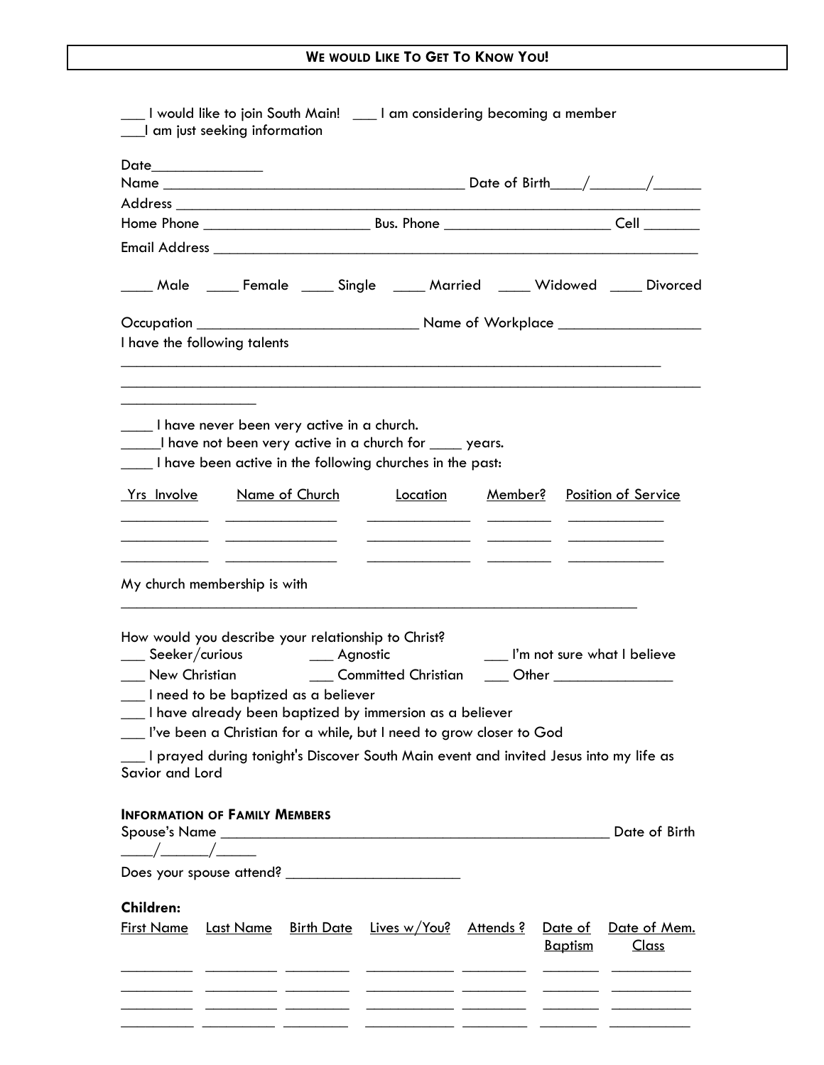# We would Like To Get To Know You!

\_\_\_ I would like to join South Main! \_\_\_ I am considering becoming a member
\_\_\_I am just seeking information

Date\_\_\_\_\_\_\_\_\_\_\_\_\_\_
Name \_\_\_\_\_\_\_\_\_\_\_\_\_\_\_\_\_\_\_\_\_\_\_\_\_\_\_\_\_\_\_\_\_\_\_\_\_\_\_ Date of Birth\_\_\_\_/\_\_\_\_\_\_\_/\_\_\_\_\_\_
Address \_\_\_\_\_\_\_\_\_\_\_\_\_\_\_\_\_\_\_\_\_\_\_\_\_\_\_\_\_\_\_\_\_\_\_\_\_\_\_\_\_\_\_\_\_\_\_\_\_\_\_\_\_\_\_\_\_\_\_\_\_\_\_\_\_
Home Phone \_\_\_\_\_\_\_\_\_\_\_\_\_\_\_\_\_\_\_\_\_ Bus. Phone \_\_\_\_\_\_\_\_\_\_\_\_\_\_\_\_\_\_\_\_\_ Cell \_\_\_\_\_\_\_
Email Address \_\_\_\_\_\_\_\_\_\_\_\_\_\_\_\_\_\_\_\_\_\_\_\_\_\_\_\_\_\_\_\_\_\_\_\_\_\_\_\_\_\_\_\_\_\_\_\_\_\_\_\_\_\_\_\_\_\_\_\_\_

\_\_\_\_ Male \_\_\_\_ Female \_\_\_\_ Single \_\_\_\_ Married \_\_\_\_ Widowed \_\_\_\_ Divorced

Occupation \_\_\_\_\_\_\_\_\_\_\_\_\_\_\_\_\_\_\_\_\_\_\_\_\_\_\_\_ Name of Workplace \_\_\_\_\_\_\_\_\_\_\_\_\_\_\_\_\_\_
I have the following talents
\_\_\_\_\_\_\_\_\_\_\_\_\_\_\_\_\_\_\_\_\_\_\_\_\_\_\_\_\_\_\_\_\_\_\_\_\_\_\_\_\_\_\_\_\_\_\_\_\_\_\_\_\_\_\_\_\_\_\_\_\_\_\_\_\_\_\_\_
\_\_\_\_\_\_\_\_\_\_\_\_\_\_\_\_\_\_\_\_\_\_\_\_\_\_\_\_\_\_\_\_\_\_\_\_\_\_\_\_\_\_\_\_\_\_\_\_\_\_\_\_\_\_\_\_\_\_\_\_\_\_\_\_\_\_\_\_\_\_\_
\_\_\_\_\_\_\_\_\_\_\_\_\_\_\_\_\_

\_\_\_\_ I have never been very active in a church.
\_\_\_\_\_I have not been very active in a church for \_\_\_\_ years.
\_\_\_\_ I have been active in the following churches in the past:

| Yrs Involve | Name of Church | Location | Member? | Position of Service |
|---|---|---|---|---|
| | | | | |
| | | | | |
| | | | | |

My church membership is with
\_\_\_\_\_\_\_\_\_\_\_\_\_\_\_\_\_\_\_\_\_\_\_\_\_\_\_\_\_\_\_\_\_\_\_\_\_\_\_\_\_\_\_\_\_\_\_\_\_\_\_\_\_\_\_\_\_\_\_\_\_\_\_\_

How would you describe your relationship to Christ?
\_\_\_ Seeker/curious \_\_\_ Agnostic \_\_\_ I'm not sure what I believe
\_\_\_ New Christian \_\_\_ Committed Christian \_\_\_ Other \_\_\_\_\_\_\_\_\_\_\_\_\_\_\_
\_\_\_ I need to be baptized as a believer
\_\_\_ I have already been baptized by immersion as a believer
\_\_\_ I've been a Christian for a while, but I need to grow closer to God
\_\_\_ I prayed during tonight's Discover South Main event and invited Jesus into my life as Savior and Lord

**Information of Family Members**
Spouse's Name \_\_\_\_\_\_\_\_\_\_\_\_\_\_\_\_\_\_\_\_\_\_\_\_\_\_\_\_\_\_\_\_\_\_\_\_\_\_\_\_\_\_\_\_\_\_\_\_\_ Date of Birth \_\_\_\_/\_\_\_\_\_\_/\_\_\_\_\_
Does your spouse attend? \_\_\_\_\_\_\_\_\_\_\_\_\_\_\_\_\_\_\_\_\_\_

**Children:**

| First Name | Last Name | Birth Date | Lives w/You? | Attends ? | Date of Baptism | Date of Mem. Class |
|---|---|---|---|---|---|---|
| | | | | | | |
| | | | | | | |
| | | | | | | |
| | | | | | | |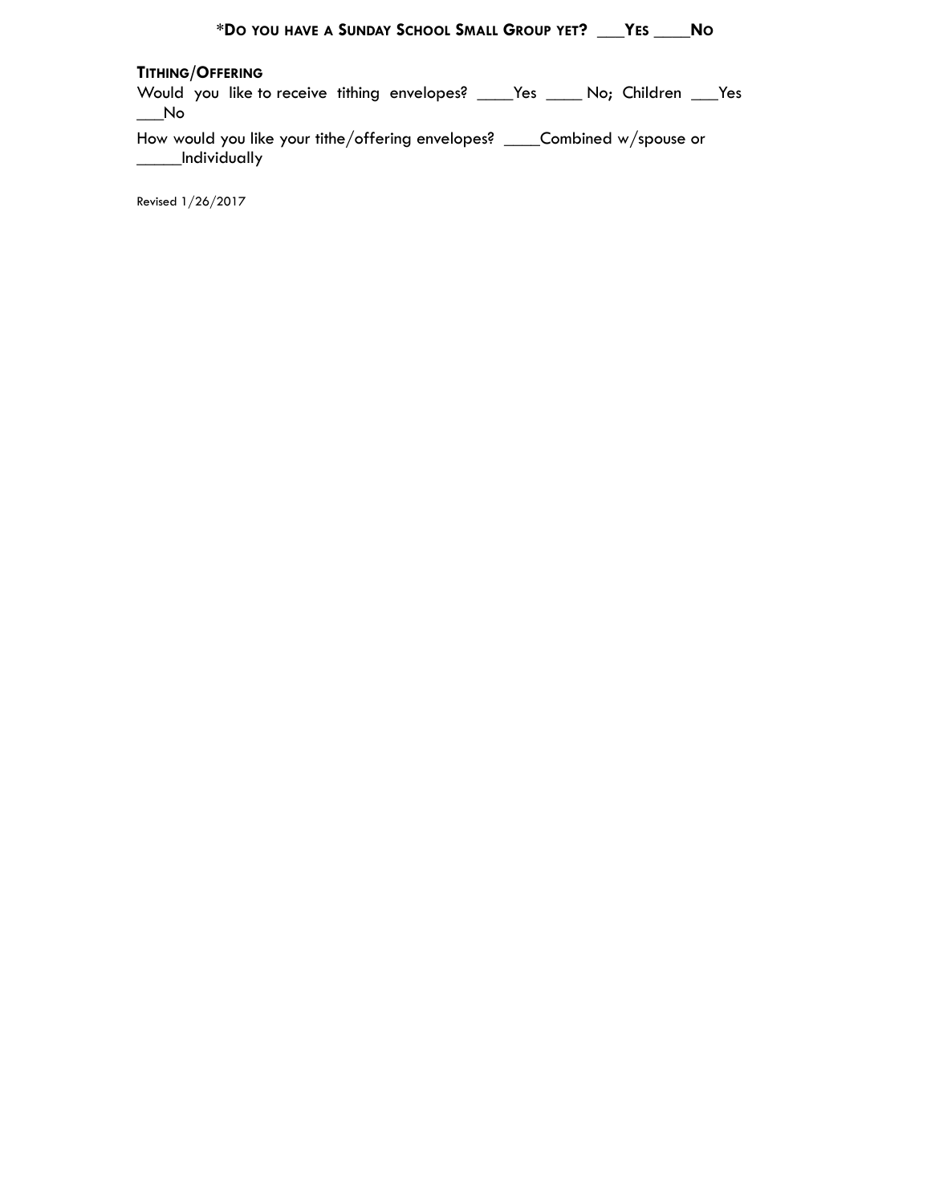**\*Do you have a Sunday School Small Group yet? ___Yes ____No**

**Tithing/Offering**

Would you like to receive tithing envelopes? ____Yes ____ No; Children ___Yes ___No

How would you like your tithe/offering envelopes? ____Combined w/spouse or _____Individually

Revised 1/26/2017